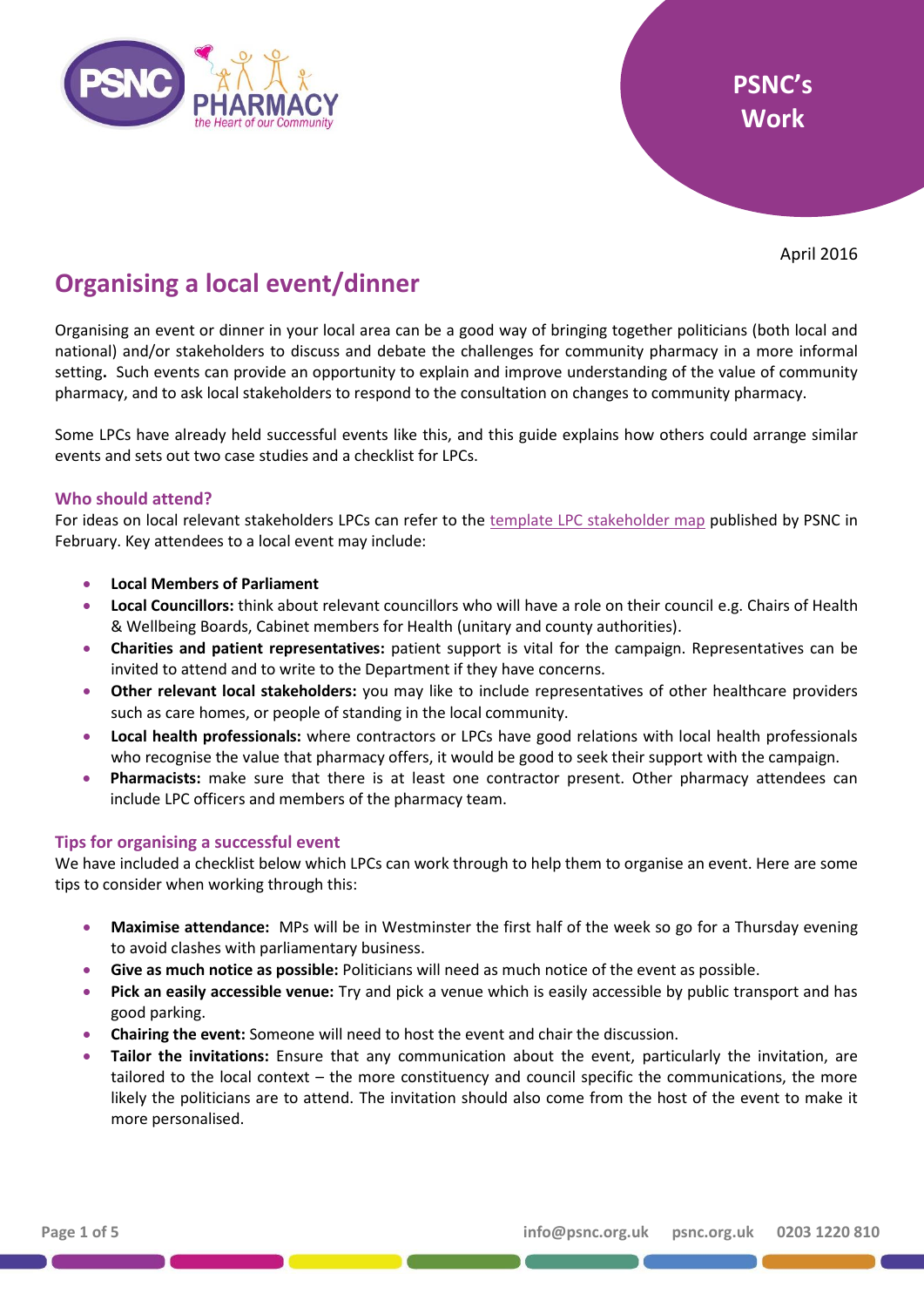PSNC's Work

April 2016

# Organising a local event/dinner

Organising an event or dinner in your local area can be a good way of bringing together politicians (both local and national) and/or stakeholders to discuss and debate the challenges for community pharmacy in a more informal setting**.** Such events can provide an opportunity to explain and improve understanding of the value of community pharmacy, and to ask local stakeholders to respond to the consultation on changes to community pharmacy.

Some LPCs have already held successful events like this, and this guide explains how others could arrange similar events and sets out two case studies and a checklist for LPCs.

## Who should attend?

For ideas on local relevant stakeholders LPCs can refer to the template LPC stakeholder map published by PSNC in February. Key attendees to a local event may include:

- **Local Members of Parliament**
- **Local Councillors:** think about relevant councillors who will have a role on their council e.g. Chairs of Health & Wellbeing Boards, Cabinet members for Health (unitary and county authorities).
- **Charities and patient representatives:** patient support is vital for the campaign. Representatives can be invited to attend and to write to the Department if they have concerns.
- **Other relevant local stakeholders:** you may like to include representatives of other healthcare providers such as care homes, or people of standing in the local community.
- **Local health professionals:** where contractors or LPCs have good relations with local health professionals who recognise the value that pharmacy offers, it would be good to seek their support with the campaign.
- **Pharmacists:** make sure that there is at least one contractor present. Other pharmacy attendees can include LPC officers and members of the pharmacy team.

## Tips for organising a successful event

We have included a checklist below which LPCs can work through to help them to organise an event. Here are some tips to consider when working through this:

- **Maximise attendance:** MPs will be in Westminster the first half of the week so go for a Thursday evening to avoid clashes with parliamentary business.
- **Give as much notice as possible:** Politicians will need as much notice of the event as possible.
- **Pick an easily accessible venue:** Try and pick a venue which is easily accessible by public transport and has good parking.
- **Chairing the event:** Someone will need to host the event and chair the discussion.
- **Tailor the invitations:** Ensure that any communication about the event, particularly the invitation, are tailored to the local context – the more constituency and council specific the communications, the more likely the politicians are to attend. The invitation should also come from the host of the event to make it more personalised.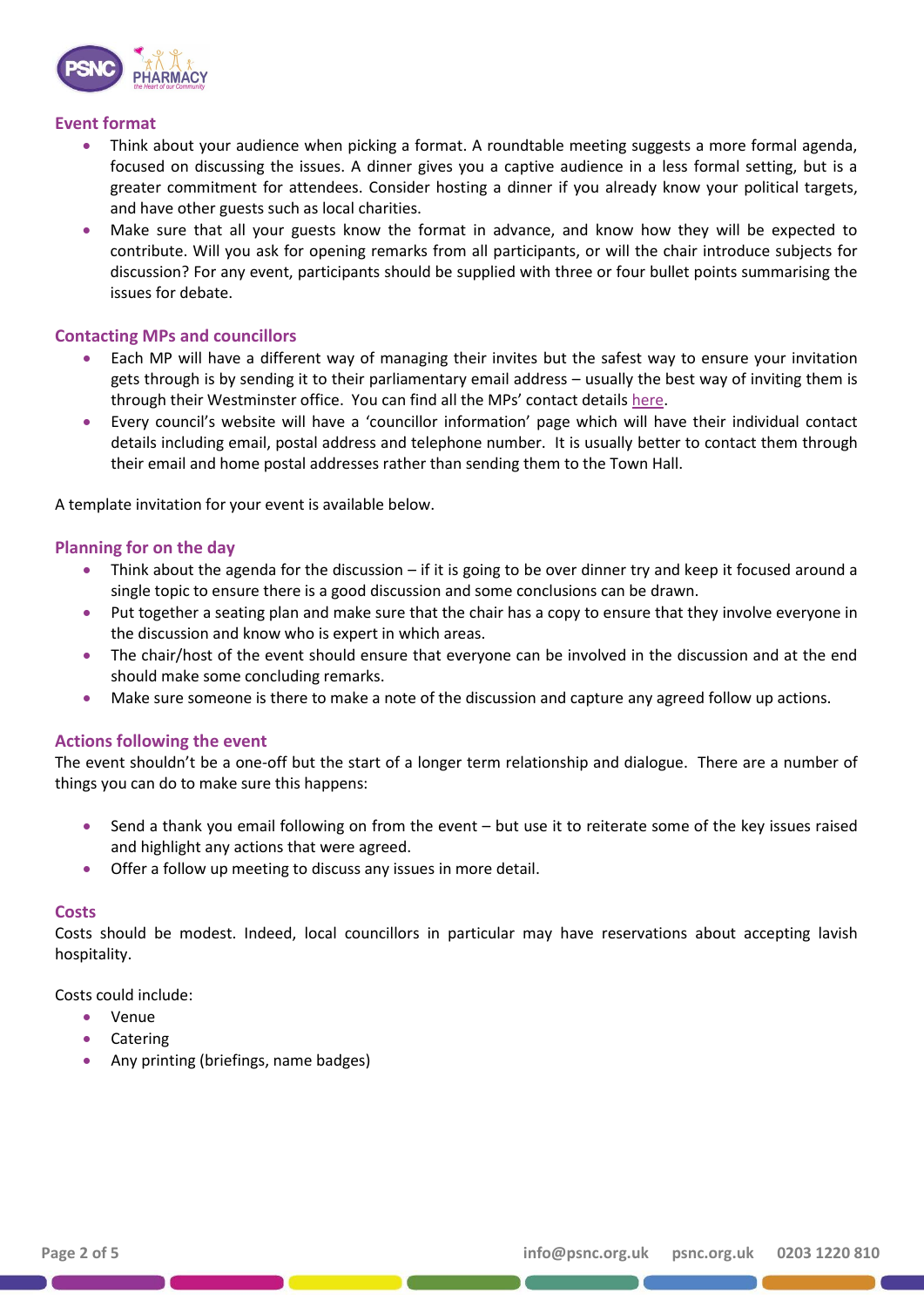## Event format

- Think about your audience when picking a format. A roundtable meeting suggests a more formal agenda, focused on discussing the issues. A dinner gives you a captive audience in a less formal setting, but is a greater commitment for attendees. Consider hosting a dinner if you already know your political targets, and have other guests such as local charities.
- Make sure that all your guests know the format in advance, and know how they will be expected to contribute. Will you ask for opening remarks from all participants, or will the chair introduce subjects for discussion? For any event, participants should be supplied with three or four bullet points summarising the issues for debate.

## Contacting MPs and councillors

- Each MP will have a different way of managing their invites but the safest way to ensure your invitation gets through is by sending it to their parliamentary email address – usually the best way of inviting them is through their Westminster office. You can find all the MPs' contact details here.
- Every council's website will have a 'councillor information' page which will have their individual contact details including email, postal address and telephone number. It is usually better to contact them through their email and home postal addresses rather than sending them to the Town Hall.

A template invitation for your event is available below.

## Planning for on the day

- Think about the agenda for the discussion – if it is going to be over dinner try and keep it focused around a single topic to ensure there is a good discussion and some conclusions can be drawn.
- Put together a seating plan and make sure that the chair has a copy to ensure that they involve everyone in the discussion and know who is expert in which areas.
- The chair/host of the event should ensure that everyone can be involved in the discussion and at the end should make some concluding remarks.
- Make sure someone is there to make a note of the discussion and capture any agreed follow up actions.

## Actions following the event

The event shouldn't be a one-off but the start of a longer term relationship and dialogue. There are a number of things you can do to make sure this happens:

- Send a thank you email following on from the event – but use it to reiterate some of the key issues raised and highlight any actions that were agreed.
- Offer a follow up meeting to discuss any issues in more detail.

## Costs

Costs should be modest. Indeed, local councillors in particular may have reservations about accepting lavish hospitality.

Costs could include:

- Venue
- Catering
- Any printing (briefings, name badges)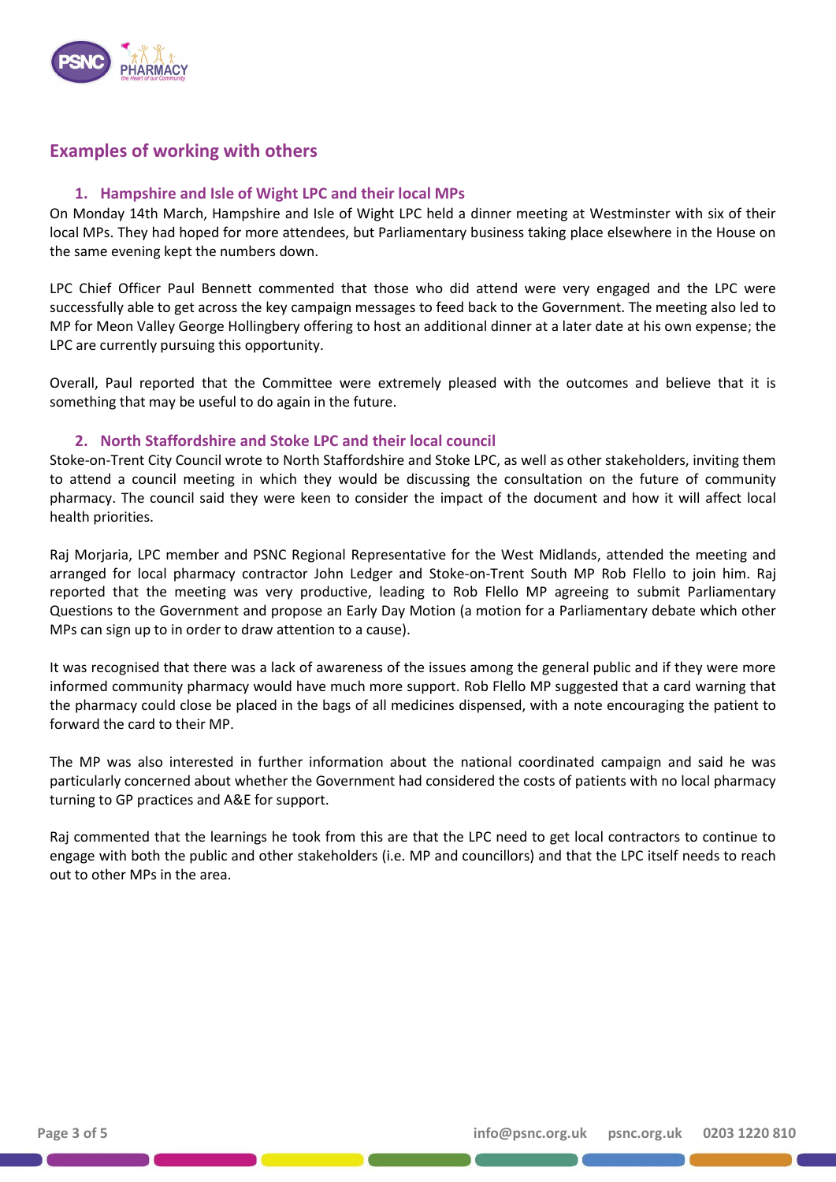## Examples of working with others

### 1. Hampshire and Isle of Wight LPC and their local MPs

On Monday 14th March, Hampshire and Isle of Wight LPC held a dinner meeting at Westminster with six of their local MPs. They had hoped for more attendees, but Parliamentary business taking place elsewhere in the House on the same evening kept the numbers down.

LPC Chief Officer Paul Bennett commented that those who did attend were very engaged and the LPC were successfully able to get across the key campaign messages to feed back to the Government. The meeting also led to MP for Meon Valley George Hollingbery offering to host an additional dinner at a later date at his own expense; the LPC are currently pursuing this opportunity.

Overall, Paul reported that the Committee were extremely pleased with the outcomes and believe that it is something that may be useful to do again in the future.

### 2. North Staffordshire and Stoke LPC and their local council

Stoke-on-Trent City Council wrote to North Staffordshire and Stoke LPC, as well as other stakeholders, inviting them to attend a council meeting in which they would be discussing the consultation on the future of community pharmacy. The council said they were keen to consider the impact of the document and how it will affect local health priorities.

Raj Morjaria, LPC member and PSNC Regional Representative for the West Midlands, attended the meeting and arranged for local pharmacy contractor John Ledger and Stoke-on-Trent South MP Rob Flello to join him. Raj reported that the meeting was very productive, leading to Rob Flello MP agreeing to submit Parliamentary Questions to the Government and propose an Early Day Motion (a motion for a Parliamentary debate which other MPs can sign up to in order to draw attention to a cause).

It was recognised that there was a lack of awareness of the issues among the general public and if they were more informed community pharmacy would have much more support. Rob Flello MP suggested that a card warning that the pharmacy could close be placed in the bags of all medicines dispensed, with a note encouraging the patient to forward the card to their MP.

The MP was also interested in further information about the national coordinated campaign and said he was particularly concerned about whether the Government had considered the costs of patients with no local pharmacy turning to GP practices and A&E for support.

Raj commented that the learnings he took from this are that the LPC need to get local contractors to continue to engage with both the public and other stakeholders (i.e. MP and councillors) and that the LPC itself needs to reach out to other MPs in the area.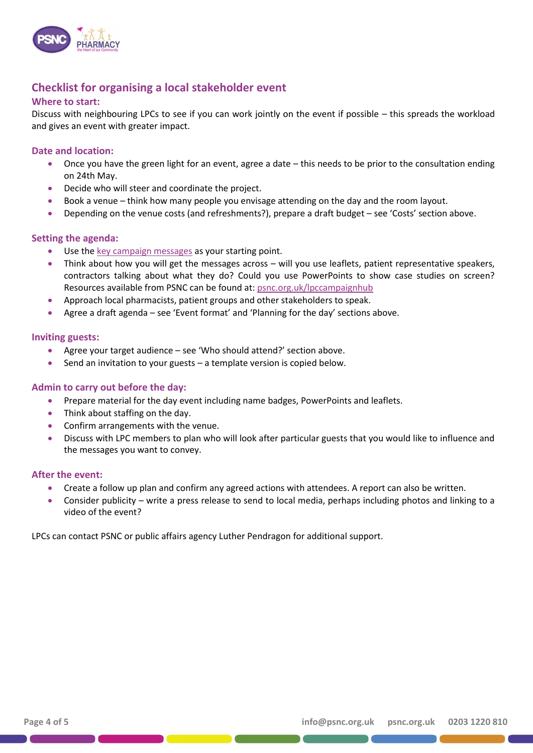## Checklist for organising a local stakeholder event

### Where to start:

Discuss with neighbouring LPCs to see if you can work jointly on the event if possible – this spreads the workload and gives an event with greater impact.

### Date and location:

- Once you have the green light for an event, agree a date – this needs to be prior to the consultation ending on 24th May.
- Decide who will steer and coordinate the project.
- Book a venue – think how many people you envisage attending on the day and the room layout.
- Depending on the venue costs (and refreshments?), prepare a draft budget – see 'Costs' section above.

### Setting the agenda:

- Use the key campaign messages as your starting point.
- Think about how you will get the messages across – will you use leaflets, patient representative speakers, contractors talking about what they do? Could you use PowerPoints to show case studies on screen? Resources available from PSNC can be found at: psnc.org.uk/lpccampaignhub
- Approach local pharmacists, patient groups and other stakeholders to speak.
- Agree a draft agenda – see 'Event format' and 'Planning for the day' sections above.

### Inviting guests:

- Agree your target audience – see 'Who should attend?' section above.
- Send an invitation to your guests – a template version is copied below.

### Admin to carry out before the day:

- Prepare material for the day event including name badges, PowerPoints and leaflets.
- Think about staffing on the day.
- Confirm arrangements with the venue.
- Discuss with LPC members to plan who will look after particular guests that you would like to influence and the messages you want to convey.

### After the event:

- Create a follow up plan and confirm any agreed actions with attendees. A report can also be written.
- Consider publicity – write a press release to send to local media, perhaps including photos and linking to a video of the event?

LPCs can contact PSNC or public affairs agency Luther Pendragon for additional support.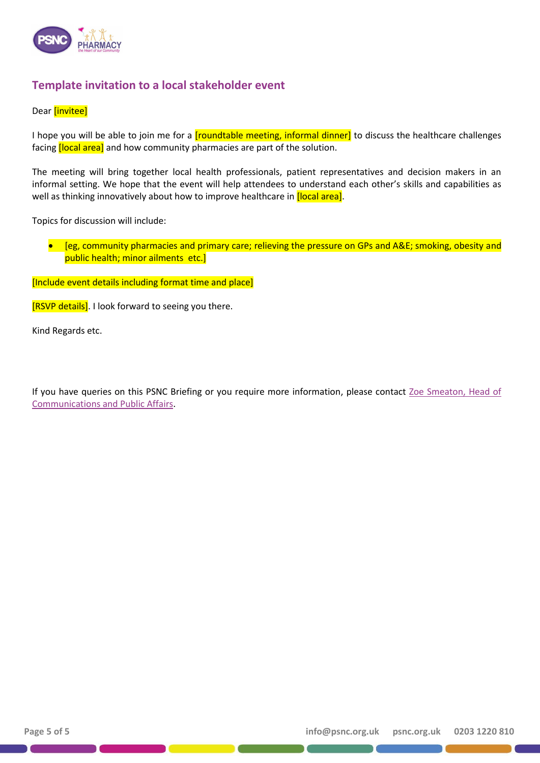## Template invitation to a local stakeholder event

Dear [invitee]

I hope you will be able to join me for a [roundtable meeting, informal dinner] to discuss the healthcare challenges facing [local area] and how community pharmacies are part of the solution.

The meeting will bring together local health professionals, patient representatives and decision makers in an informal setting. We hope that the event will help attendees to understand each other's skills and capabilities as well as thinking innovatively about how to improve healthcare in [local area].

Topics for discussion will include:

- [eg, community pharmacies and primary care; relieving the pressure on GPs and A&E; smoking, obesity and public health; minor ailments etc.]

[Include event details including format time and place]

[RSVP details]. I look forward to seeing you there.

Kind Regards etc.

If you have queries on this PSNC Briefing or you require more information, please contact Zoe Smeaton, Head of Communications and Public Affairs.